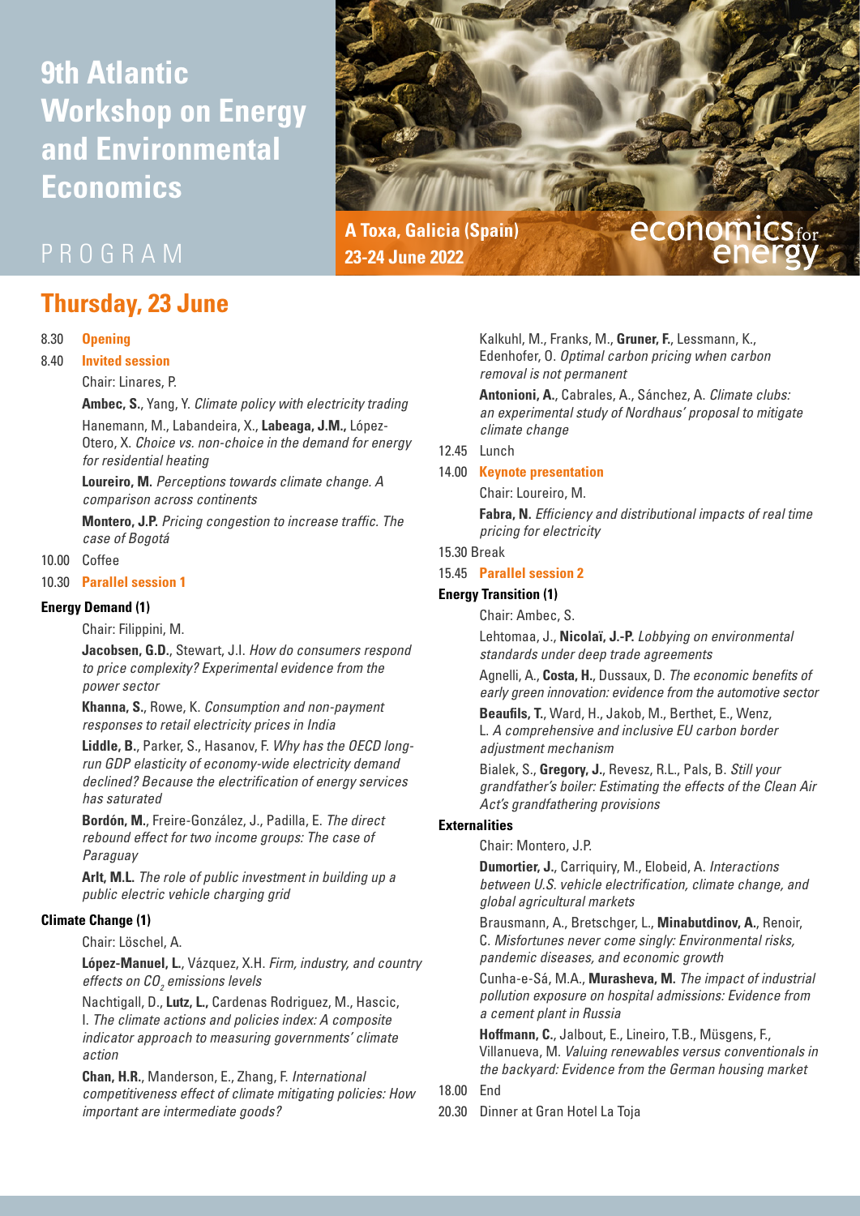# 9th Atlantic Workshop on Energy and Environmental Economics

PROGRAM

**A Toxa, Galicia (Spain)**
**23-24 June 2022**

economics for energy

## Thursday, 23 June

8.30 **Opening**

8.40 **Invited session**

Chair: Linares, P.

**Ambec, S.**, Yang, Y. *Climate policy with electricity trading*

Hanemann, M., Labandeira, X., **Labeaga, J.M.**, López-Otero, X. *Choice vs. non-choice in the demand for energy for residential heating*

**Loureiro, M.** *Perceptions towards climate change. A comparison across continents*

**Montero, J.P.** *Pricing congestion to increase traffic. The case of Bogotá*

10.00 Coffee

10.30 **Parallel session 1**

### Energy Demand (1)

Chair: Filippini, M.

**Jacobsen, G.D.**, Stewart, J.I. *How do consumers respond to price complexity? Experimental evidence from the power sector*

**Khanna, S.**, Rowe, K. *Consumption and non-payment responses to retail electricity prices in India*

**Liddle, B.**, Parker, S., Hasanov, F. *Why has the OECD long-run GDP elasticity of economy-wide electricity demand declined? Because the electrification of energy services has saturated*

**Bordón, M.**, Freire-González, J., Padilla, E. *The direct rebound effect for two income groups: The case of Paraguay*

**Arlt, M.L.** *The role of public investment in building up a public electric vehicle charging grid*

### Climate Change (1)

Chair: Löschel, A.

**López-Manuel, L.**, Vázquez, X.H. *Firm, industry, and country effects on $CO_2$ emissions levels*

Nachtigall, D., **Lutz, L.**, Cardenas Rodriguez, M., Hascic, I. *The climate actions and policies index: A composite indicator approach to measuring governments' climate action*

**Chan, H.R.**, Manderson, E., Zhang, F. *International competitiveness effect of climate mitigating policies: How important are intermediate goods?*

Kalkuhl, M., Franks, M., **Gruner, F.**, Lessmann, K., Edenhofer, O. *Optimal carbon pricing when carbon removal is not permanent*

**Antonioni, A.**, Cabrales, A., Sánchez, A. *Climate clubs: an experimental study of Nordhaus' proposal to mitigate climate change*

12.45 Lunch

14.00 **Keynote presentation**

Chair: Loureiro, M.

**Fabra, N.** *Efficiency and distributional impacts of real time pricing for electricity*

15.30 Break

15.45 **Parallel session 2**

### Energy Transition (1)

Chair: Ambec, S.

Lehtomaa, J., **Nicolaï, J.-P.** *Lobbying on environmental standards under deep trade agreements*

Agnelli, A., **Costa, H.**, Dussaux, D. *The economic benefits of early green innovation: evidence from the automotive sector*

**Beaufils, T.**, Ward, H., Jakob, M., Berthet, E., Wenz, L. *A comprehensive and inclusive EU carbon border adjustment mechanism*

Bialek, S., **Gregory, J.**, Revesz, R.L., Pals, B. *Still your grandfather's boiler: Estimating the effects of the Clean Air Act's grandfathering provisions*

### Externalities

Chair: Montero, J.P.

**Dumortier, J.**, Carriquiry, M., Elobeid, A. *Interactions between U.S. vehicle electrification, climate change, and global agricultural markets*

Brausmann, A., Bretschger, L., **Minabutdinov, A.**, Renoir, C. *Misfortunes never come singly: Environmental risks, pandemic diseases, and economic growth*

Cunha-e-Sá, M.A., **Murasheva, M.** *The impact of industrial pollution exposure on hospital admissions: Evidence from a cement plant in Russia*

**Hoffmann, C.**, Jalbout, E., Lineiro, T.B., Müsgens, F., Villanueva, M. *Valuing renewables versus conventionals in the backyard: Evidence from the German housing market*

18.00 End

20.30 Dinner at Gran Hotel La Toja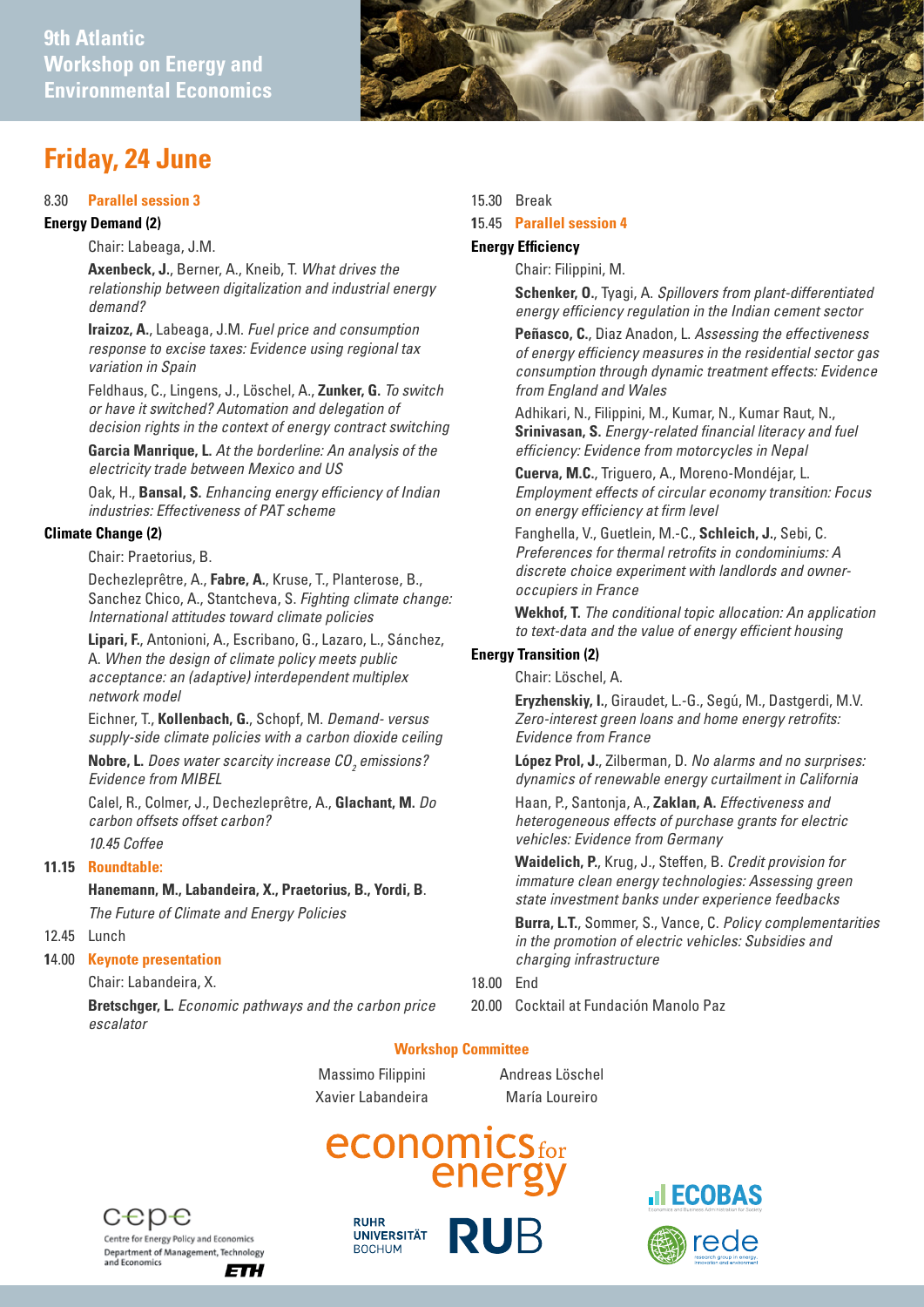9th Atlantic Workshop on Energy and Environmental Economics

# Friday, 24 June

8.30 **Parallel session 3**

### Energy Demand (2)

Chair: Labeaga, J.M.

**Axenbeck, J.**, Berner, A., Kneib, T. *What drives the relationship between digitalization and industrial energy demand?*

**Iraizoz, A.**, Labeaga, J.M. *Fuel price and consumption response to excise taxes: Evidence using regional tax variation in Spain*

Feldhaus, C., Lingens, J., Löschel, A., **Zunker, G.** *To switch or have it switched? Automation and delegation of decision rights in the context of energy contract switching*

**Garcia Manrique, L.** *At the borderline: An analysis of the electricity trade between Mexico and US*

Oak, H., **Bansal, S.** *Enhancing energy efficiency of Indian industries: Effectiveness of PAT scheme*

### Climate Change (2)

Chair: Praetorius, B.

Dechezleprêtre, A., **Fabre, A.**, Kruse, T., Planterose, B., Sanchez Chico, A., Stantcheva, S. *Fighting climate change: International attitudes toward climate policies*

**Lipari, F.**, Antonioni, A., Escribano, G., Lazaro, L., Sánchez, A. *When the design of climate policy meets public acceptance: an (adaptive) interdependent multiplex network model*

Eichner, T., **Kollenbach, G.**, Schopf, M. *Demand- versus supply-side climate policies with a carbon dioxide ceiling*

**Nobre, L.** *Does water scarcity increase $CO_2$ emissions? Evidence from MIBEL*

Calel, R., Colmer, J., Dechezleprêtre, A., **Glachant, M.** *Do carbon offsets offset carbon?*

*10.45 Coffee*

**11.15 Roundtable:**

**Hanemann, M., Labandeira, X., Praetorius, B., Yordi, B.**

*The Future of Climate and Energy Policies*

12.45 Lunch

**14.00 Keynote presentation**

Chair: Labandeira, X.

**Bretschger, L.** *Economic pathways and the carbon price escalator*

15.30 Break

15.45 **Parallel session 4**

### Energy Efficiency

Chair: Filippini, M.

**Schenker, O.**, Tyagi, A. *Spillovers from plant-differentiated energy efficiency regulation in the Indian cement sector*

**Peñasco, C.**, Diaz Anadon, L. *Assessing the effectiveness of energy efficiency measures in the residential sector gas consumption through dynamic treatment effects: Evidence from England and Wales*

Adhikari, N., Filippini, M., Kumar, N., Kumar Raut, N., **Srinivasan, S.** *Energy-related financial literacy and fuel efficiency: Evidence from motorcycles in Nepal*

**Cuerva, M.C.**, Triguero, A., Moreno-Mondéjar, L. *Employment effects of circular economy transition: Focus on energy efficiency at firm level*

Fanghella, V., Guetlein, M.-C., **Schleich, J.**, Sebi, C. *Preferences for thermal retrofits in condominiums: A discrete choice experiment with landlords and owner-occupiers in France*

**Wekhof, T.** *The conditional topic allocation: An application to text-data and the value of energy efficient housing*

### Energy Transition (2)

Chair: Löschel, A.

**Eryzhenskiy, I.**, Giraudet, L.-G., Segú, M., Dastgerdi, M.V. *Zero-interest green loans and home energy retrofits: Evidence from France*

**López Prol, J.**, Zilberman, D. *No alarms and no surprises: dynamics of renewable energy curtailment in California*

Haan, P., Santonja, A., **Zaklan, A.** *Effectiveness and heterogeneous effects of purchase grants for electric vehicles: Evidence from Germany*

**Waidelich, P.**, Krug, J., Steffen, B. *Credit provision for immature clean energy technologies: Assessing green state investment banks under experience feedbacks*

**Burra, L.T.**, Sommer, S., Vance, C. *Policy complementarities in the promotion of electric vehicles: Subsidies and charging infrastructure*

18.00 End

20.00 Cocktail at Fundación Manolo Paz

**Workshop Committee**

Massimo Filippini | Andreas Löschel
Xavier Labandeira | María Loureiro

economics for energy

cepe – Centre for Energy Policy and Economics, Department of Management, Technology and Economics, ETH

RUHR UNIVERSITÄT BOCHUM – RUB

ECOBAS

rede – research group in energy, innovation and environment